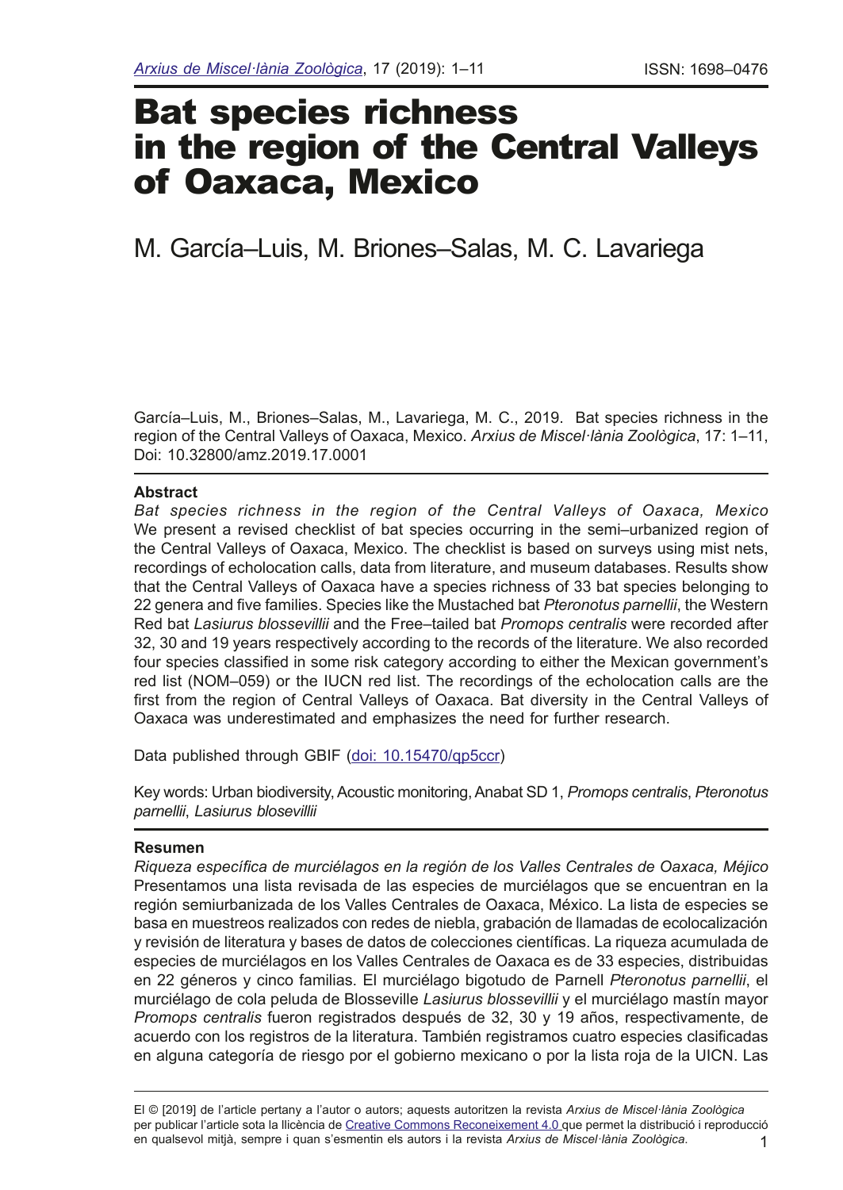# Bat species richness in the region of the Central Valleys of Oaxaca, Mexico

M. García–Luis, M. Briones–Salas, M. C. Lavariega

García–Luis, M., Briones–Salas, M., Lavariega, M. C., 2019. Bat species richness in the region of the Central Valleys of Oaxaca, Mexico. *Arxius de Miscel·lània Zoològica*, 17: 1–11, Doi: 10.32800/amz.2019.17.0001

## Abstract

*Bat species richness in the region of the Central Valleys of Oaxaca, Mexico*
We present a revised checklist of bat species occurring in the semi–urbanized region of the Central Valleys of Oaxaca, Mexico. The checklist is based on surveys using mist nets, recordings of echolocation calls, data from literature, and museum databases. Results show that the Central Valleys of Oaxaca have a species richness of 33 bat species belonging to 22 genera and five families. Species like the Mustached bat *Pteronotus parnellii*, the Western Red bat *Lasiurus blossevillii* and the Free–tailed bat *Promops centralis* were recorded after 32, 30 and 19 years respectively according to the records of the literature. We also recorded four species classified in some risk category according to either the Mexican government's red list (NOM–059) or the IUCN red list. The recordings of the echolocation calls are the first from the region of Central Valleys of Oaxaca. Bat diversity in the Central Valleys of Oaxaca was underestimated and emphasizes the need for further research.

Data published through GBIF (doi: 10.15470/qp5ccr)

Key words: Urban biodiversity, Acoustic monitoring, Anabat SD 1, *Promops centralis*, *Pteronotus parnellii*, *Lasiurus blosevillii*

## Resumen

*Riqueza específica de murciélagos en la región de los Valles Centrales de Oaxaca, Méjico*
Presentamos una lista revisada de las especies de murciélagos que se encuentran en la región semiurbanizada de los Valles Centrales de Oaxaca, México. La lista de especies se basa en muestreos realizados con redes de niebla, grabación de llamadas de ecolocalización y revisión de literatura y bases de datos de colecciones científicas. La riqueza acumulada de especies de murciélagos en los Valles Centrales de Oaxaca es de 33 especies, distribuidas en 22 géneros y cinco familias. El murciélago bigotudo de Parnell *Pteronotus parnellii*, el murciélago de cola peluda de Blosseville *Lasiurus blossevillii* y el murciélago mastín mayor *Promops centralis* fueron registrados después de 32, 30 y 19 años, respectivamente, de acuerdo con los registros de la literatura. También registramos cuatro especies clasificadas en alguna categoría de riesgo por el gobierno mexicano o por la lista roja de la UICN. Las

El © [2019] de l'article pertany a l'autor o autors; aquests autoritzen la revista *Arxius de Miscel·lània Zoològica* per publicar l'article sota la llicència de Creative Commons Reconeixement 4.0 que permet la distribució i reproducció en qualsevol mitjà, sempre i quan s'esmentin els autors i la revista *Arxius de Miscel·lània Zoològica.*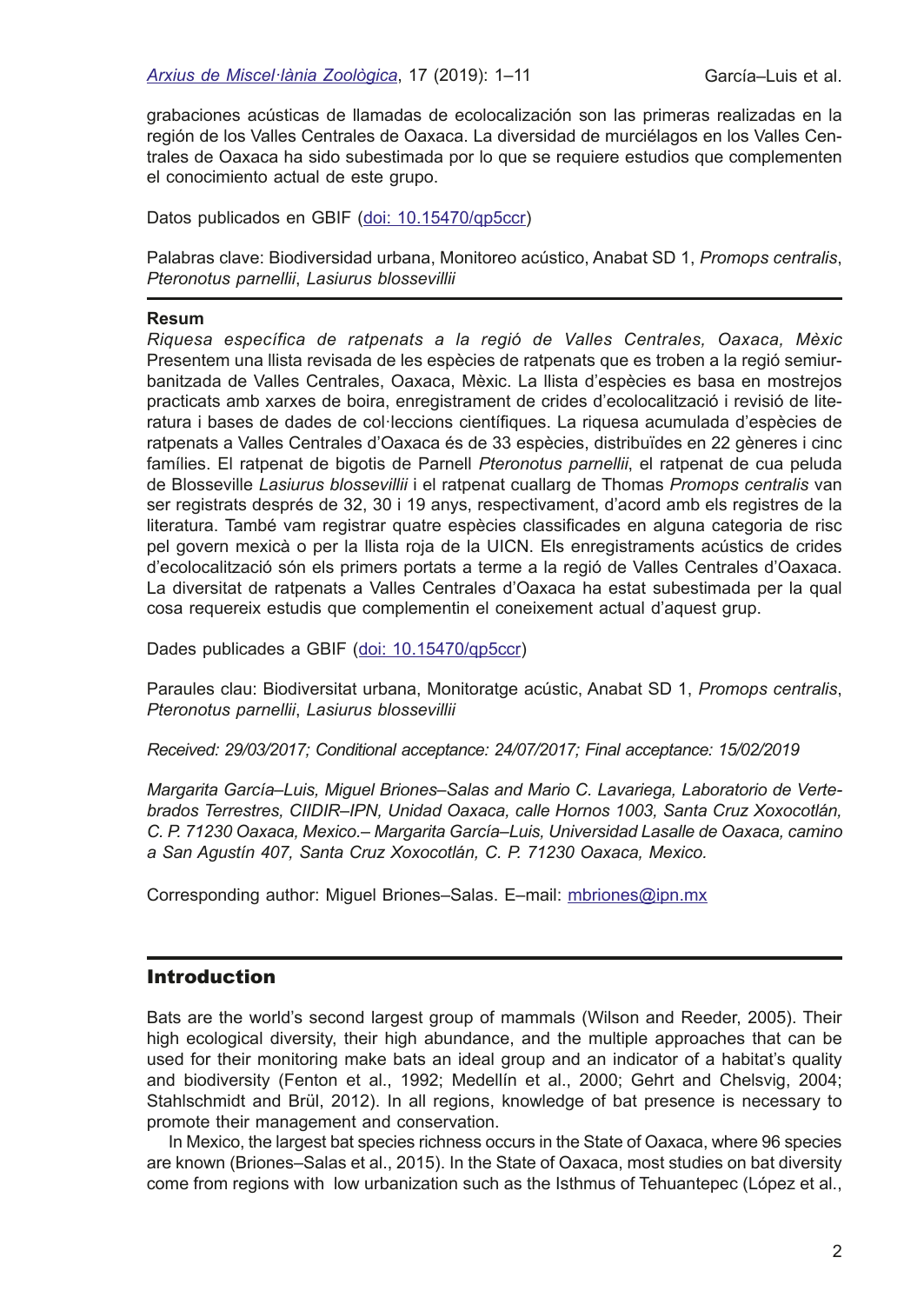grabaciones acústicas de llamadas de ecolocalización son las primeras realizadas en la región de los Valles Centrales de Oaxaca. La diversidad de murciélagos en los Valles Centrales de Oaxaca ha sido subestimada por lo que se requiere estudios que complementen el conocimiento actual de este grupo.

Datos publicados en GBIF (doi: 10.15470/qp5ccr)

Palabras clave: Biodiversidad urbana, Monitoreo acústico, Anabat SD 1, *Promops centralis*, *Pteronotus parnellii*, *Lasiurus blossevillii*

**Resum**

*Riquesa específica de ratpenats a la regió de Valles Centrales, Oaxaca, Mèxic*

Presentem una llista revisada de les espècies de ratpenats que es troben a la regió semiurbanitzada de Valles Centrales, Oaxaca, Mèxic. La llista d'espècies es basa en mostrejos practicats amb xarxes de boira, enregistrament de crides d'ecolocalització i revisió de literatura i bases de dades de col·leccions científiques. La riquesa acumulada d'espècies de ratpenats a Valles Centrales d'Oaxaca és de 33 espècies, distribuïdes en 22 gèneres i cinc famílies. El ratpenat de bigotis de Parnell *Pteronotus parnellii*, el ratpenat de cua peluda de Blosseville *Lasiurus blossevillii* i el ratpenat cuallarg de Thomas *Promops centralis* van ser registrats després de 32, 30 i 19 anys, respectivament, d'acord amb els registres de la literatura. També vam registrar quatre espècies classificades en alguna categoria de risc pel govern mexicà o per la llista roja de la UICN. Els enregistraments acústics de crides d'ecolocalització són els primers portats a terme a la regió de Valles Centrales d'Oaxaca. La diversitat de ratpenats a Valles Centrales d'Oaxaca ha estat subestimada per la qual cosa requereix estudis que complementin el coneixement actual d'aquest grup.

Dades publicades a GBIF (doi: 10.15470/qp5ccr)

Paraules clau: Biodiversitat urbana, Monitoratge acústic, Anabat SD 1, *Promops centralis*, *Pteronotus parnellii*, *Lasiurus blossevillii*

*Received: 29/03/2017; Conditional acceptance: 24/07/2017; Final acceptance: 15/02/2019*

*Margarita García–Luis, Miguel Briones–Salas and Mario C. Lavariega, Laboratorio de Vertebrados Terrestres, CIIDIR–IPN, Unidad Oaxaca, calle Hornos 1003, Santa Cruz Xoxocotlán, C. P. 71230 Oaxaca, Mexico.– Margarita García–Luis, Universidad Lasalle de Oaxaca, camino a San Agustín 407, Santa Cruz Xoxocotlán, C. P. 71230 Oaxaca, Mexico.*

Corresponding author: Miguel Briones–Salas. E–mail: mbriones@ipn.mx

## Introduction

Bats are the world's second largest group of mammals (Wilson and Reeder, 2005). Their high ecological diversity, their high abundance, and the multiple approaches that can be used for their monitoring make bats an ideal group and an indicator of a habitat's quality and biodiversity (Fenton et al., 1992; Medellín et al., 2000; Gehrt and Chelsvig, 2004; Stahlschmidt and Brül, 2012). In all regions, knowledge of bat presence is necessary to promote their management and conservation.

In Mexico, the largest bat species richness occurs in the State of Oaxaca, where 96 species are known (Briones–Salas et al., 2015). In the State of Oaxaca, most studies on bat diversity come from regions with low urbanization such as the Isthmus of Tehuantepec (López et al.,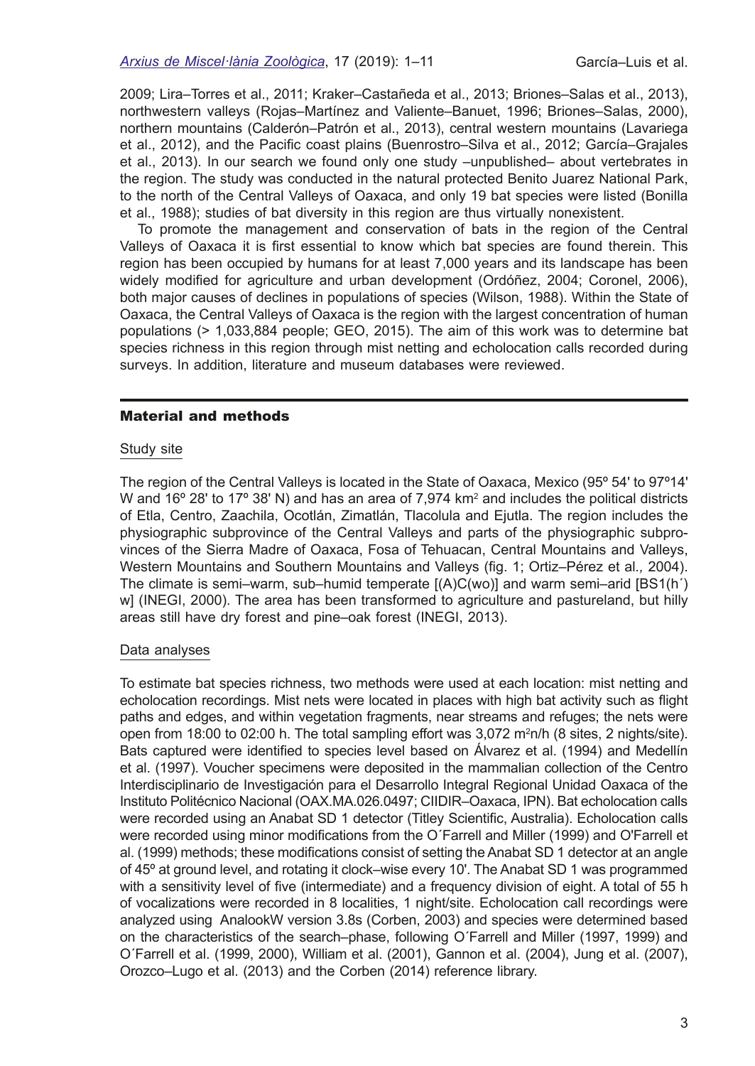2009; Lira–Torres et al., 2011; Kraker–Castañeda et al., 2013; Briones–Salas et al., 2013), northwestern valleys (Rojas–Martínez and Valiente–Banuet, 1996; Briones–Salas, 2000), northern mountains (Calderón–Patrón et al., 2013), central western mountains (Lavariega et al., 2012), and the Pacific coast plains (Buenrostro–Silva et al., 2012; García–Grajales et al., 2013). In our search we found only one study –unpublished– about vertebrates in the region. The study was conducted in the natural protected Benito Juarez National Park, to the north of the Central Valleys of Oaxaca, and only 19 bat species were listed (Bonilla et al., 1988); studies of bat diversity in this region are thus virtually nonexistent.

To promote the management and conservation of bats in the region of the Central Valleys of Oaxaca it is first essential to know which bat species are found therein. This region has been occupied by humans for at least 7,000 years and its landscape has been widely modified for agriculture and urban development (Ordóñez, 2004; Coronel, 2006), both major causes of declines in populations of species (Wilson, 1988). Within the State of Oaxaca, the Central Valleys of Oaxaca is the region with the largest concentration of human populations (> 1,033,884 people; GEO, 2015). The aim of this work was to determine bat species richness in this region through mist netting and echolocation calls recorded during surveys. In addition, literature and museum databases were reviewed.

## Material and methods

### Study site

The region of the Central Valleys is located in the State of Oaxaca, Mexico (95º 54' to 97º14' W and 16º 28' to 17º 38' N) and has an area of 7,974 km$^2$ and includes the political districts of Etla, Centro, Zaachila, Ocotlán, Zimatlán, Tlacolula and Ejutla. The region includes the physiographic subprovince of the Central Valleys and parts of the physiographic subprovinces of the Sierra Madre of Oaxaca, Fosa of Tehuacan, Central Mountains and Valleys, Western Mountains and Southern Mountains and Valleys (fig. 1; Ortiz–Pérez et al*.,* 2004). The climate is semi–warm, sub–humid temperate [(A)C(wo)] and warm semi–arid [BS1(h´) w] (INEGI, 2000). The area has been transformed to agriculture and pastureland, but hilly areas still have dry forest and pine–oak forest (INEGI, 2013).

### Data analyses

To estimate bat species richness, two methods were used at each location: mist netting and echolocation recordings. Mist nets were located in places with high bat activity such as flight paths and edges, and within vegetation fragments, near streams and refuges; the nets were open from 18:00 to 02:00 h. The total sampling effort was 3,072 m$^2$n/h (8 sites, 2 nights/site). Bats captured were identified to species level based on Álvarez et al. (1994) and Medellín et al. (1997). Voucher specimens were deposited in the mammalian collection of the Centro Interdisciplinario de Investigación para el Desarrollo Integral Regional Unidad Oaxaca of the Instituto Politécnico Nacional (OAX.MA.026.0497; CIIDIR–Oaxaca, IPN). Bat echolocation calls were recorded using an Anabat SD 1 detector (Titley Scientific, Australia). Echolocation calls were recorded using minor modifications from the O´Farrell and Miller (1999) and O'Farrell et al. (1999) methods; these modifications consist of setting the Anabat SD 1 detector at an angle of 45º at ground level, and rotating it clock–wise every 10'. The Anabat SD 1 was programmed with a sensitivity level of five (intermediate) and a frequency division of eight. A total of 55 h of vocalizations were recorded in 8 localities, 1 night/site. Echolocation call recordings were analyzed using AnalookW version 3.8s (Corben, 2003) and species were determined based on the characteristics of the search–phase, following O´Farrell and Miller (1997, 1999) and O´Farrell et al. (1999, 2000), William et al. (2001), Gannon et al. (2004), Jung et al. (2007), Orozco–Lugo et al. (2013) and the Corben (2014) reference library.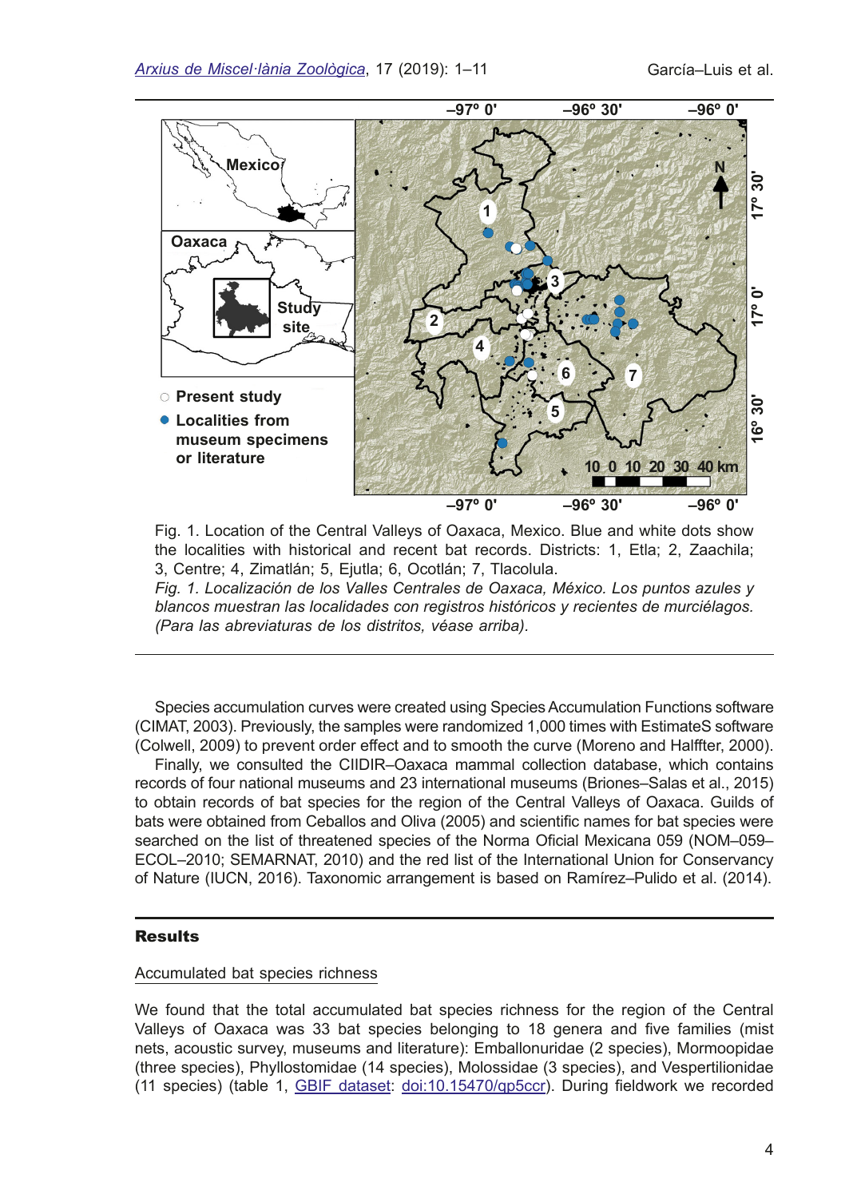Fig. 1. Location of the Central Valleys of Oaxaca, Mexico. Blue and white dots show the localities with historical and recent bat records. Districts: 1, Etla; 2, Zaachila; 3, Centre; 4, Zimatlán; 5, Ejutla; 6, Ocotlán; 7, Tlacolula.

*Fig. 1. Localización de los Valles Centrales de Oaxaca, México. Los puntos azules y blancos muestran las localidades con registros históricos y recientes de murciélagos. (Para las abreviaturas de los distritos, véase arriba).*

Species accumulation curves were created using Species Accumulation Functions software (CIMAT, 2003). Previously, the samples were randomized 1,000 times with EstimateS software (Colwell, 2009) to prevent order effect and to smooth the curve (Moreno and Halffter, 2000).

Finally, we consulted the CIIDIR–Oaxaca mammal collection database, which contains records of four national museums and 23 international museums (Briones–Salas et al., 2015) to obtain records of bat species for the region of the Central Valleys of Oaxaca. Guilds of bats were obtained from Ceballos and Oliva (2005) and scientific names for bat species were searched on the list of threatened species of the Norma Oficial Mexicana 059 (NOM–059–ECOL–2010; SEMARNAT, 2010) and the red list of the International Union for Conservancy of Nature (IUCN, 2016). Taxonomic arrangement is based on Ramírez–Pulido et al. (2014).

## Results

### Accumulated bat species richness

We found that the total accumulated bat species richness for the region of the Central Valleys of Oaxaca was 33 bat species belonging to 18 genera and five families (mist nets, acoustic survey, museums and literature): Emballonuridae (2 species), Mormoopidae (three species), Phyllostomidae (14 species), Molossidae (3 species), and Vespertilionidae (11 species) (table 1, GBIF dataset: doi:10.15470/qp5ccr). During fieldwork we recorded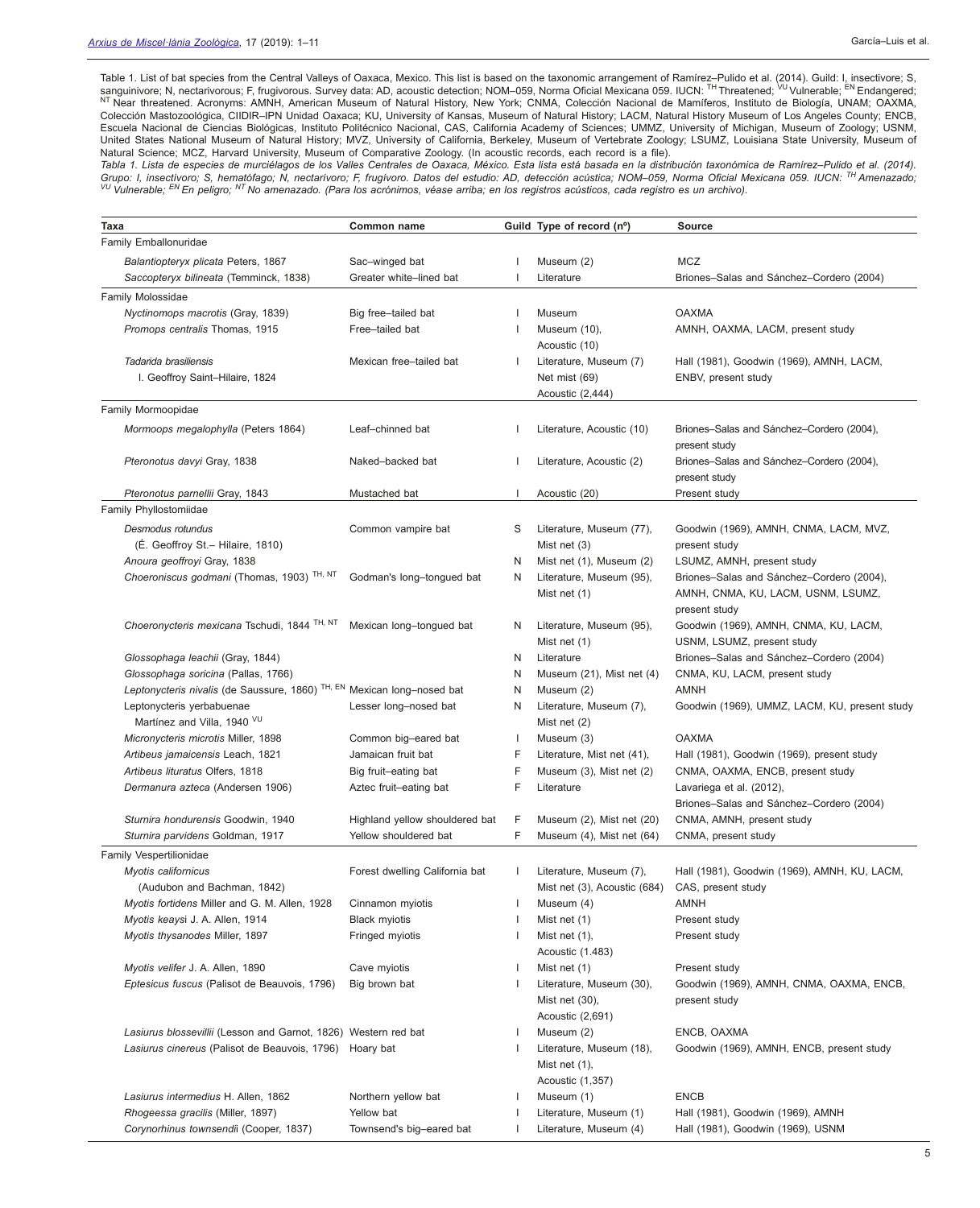Table 1. List of bat species from the Central Valleys of Oaxaca, Mexico. This list is based on the taxonomic arrangement of Ramírez–Pulido et al. (2014). Guild: I, insectivore; S, sanguinivore; N, nectarivorous; F, frugivorous. Survey data: AD, acoustic detection; NOM–059, Norma Oficial Mexicana 059. IUCN: [TH] Threatened; [VU] Vulnerable; [EN] Endangered; [NT] Near threatened. Acronyms: AMNH, American Museum of Natural History, New York; CNMA, Colección Nacional de Mamíferos, Instituto de Biología, UNAM; OAXMA, Colección Mastozoológica, CIIDIR–IPN Unidad Oaxaca; KU, University of Kansas, Museum of Natural History; LACM, Natural History Museum of Los Angeles County; ENCB, Escuela Nacional de Ciencias Biológicas, Instituto Politécnico Nacional, CAS, California Academy of Sciences; UMMZ, University of Michigan, Museum of Zoology; USNM, United States National Museum of Natural History; MVZ, University of California, Berkeley, Museum of Vertebrate Zoology; LSUMZ, Louisiana State University, Museum of Natural Science; MCZ, Harvard University, Museum of Comparative Zoology. (In acoustic records, each record is a file).

*Tabla 1. Lista de especies de murciélagos de los Valles Centrales de Oaxaca, México. Esta lista está basada en la distribución taxonómica de Ramírez–Pulido et al. (2014). Grupo: I, insectívoro; S, hematófago; N, nectarívoro; F, frugívoro. Datos del estudio: AD, detección acústica; NOM–059, Norma Oficial Mexicana 059. IUCN: [TH] Amenazado; [VU] Vulnerable; [EN] En peligro; [NT] No amenazado. (Para los acrónimos, véase arriba; en los registros acústicos, cada registro es un archivo).*

| Taxa | Common name | Guild | Type of record (nº) | Source |
|---|---|---|---|---|
| Family Emballonuridae | | | | |
| *Balantiopteryx plicata* Peters, 1867 | Sac–winged bat | I | Museum (2) | MCZ |
| *Saccopteryx bilineata* (Temminck, 1838) | Greater white–lined bat | I | Literature | Briones–Salas and Sánchez–Cordero (2004) |
| Family Molossidae | | | | |
| *Nyctinomops macrotis* (Gray, 1839) | Big free–tailed bat | I | Museum | OAXMA |
| *Promops centralis* Thomas, 1915 | Free–tailed bat | I | Museum (10), Acoustic (10) | AMNH, OAXMA, LACM, present study |
| *Tadarida brasiliensis* I. Geoffroy Saint–Hilaire, 1824 | Mexican free–tailed bat | I | Literature, Museum (7) Net mist (69) Acoustic (2,444) | Hall (1981), Goodwin (1969), AMNH, LACM, ENBV, present study |
| Family Mormoopidae | | | | |
| *Mormoops megalophylla* (Peters 1864) | Leaf–chinned bat | I | Literature, Acoustic (10) | Briones–Salas and Sánchez–Cordero (2004), present study |
| *Pteronotus davyi* Gray, 1838 | Naked–backed bat | I | Literature, Acoustic (2) | Briones–Salas and Sánchez–Cordero (2004), present study |
| *Pteronotus parnellii* Gray, 1843 | Mustached bat | I | Acoustic (20) | Present study |
| Family Phyllostomiidae | | | | |
| *Desmodus rotundus* (É. Geoffroy St.– Hilaire, 1810) | Common vampire bat | S | Literature, Museum (77), Mist net (3) | Goodwin (1969), AMNH, CNMA, LACM, MVZ, present study |
| *Anoura geoffroyi* Gray, 1838 | | N | Mist net (1), Museum (2) | LSUMZ, AMNH, present study |
| *Choeroniscus godmani* (Thomas, 1903) [TH, NT] | Godman's long–tongued bat | N | Literature, Museum (95), Mist net (1) | Briones–Salas and Sánchez–Cordero (2004), AMNH, CNMA, KU, LACM, USNM, LSUMZ, present study |
| *Choeronycteris mexicana* Tschudi, 1844 [TH, NT] | Mexican long–tongued bat | N | Literature, Museum (95), Mist net (1) | Goodwin (1969), AMNH, CNMA, KU, LACM, USNM, LSUMZ, present study |
| *Glossophaga leachii* (Gray, 1844) | | N | Literature | Briones–Salas and Sánchez–Cordero (2004) |
| *Glossophaga soricina* (Pallas, 1766) | | N | Museum (21), Mist net (4) | CNMA, KU, LACM, present study |
| *Leptonycteris nivalis* (de Saussure, 1860) [TH, EN] | Mexican long–nosed bat | N | Museum (2) | AMNH |
| Leptonycteris yerbabuenae Martínez and Villa, 1940 [VU] | Lesser long–nosed bat | N | Literature, Museum (7), Mist net (2) | Goodwin (1969), UMMZ, LACM, KU, present study |
| *Micronycteris microtis* Miller, 1898 | Common big–eared bat | I | Museum (3) | OAXMA |
| *Artibeus jamaicensis* Leach, 1821 | Jamaican fruit bat | F | Literature, Mist net (41), | Hall (1981), Goodwin (1969), present study |
| *Artibeus lituratus* Olfers, 1818 | Big fruit–eating bat | F | Museum (3), Mist net (2) | CNMA, OAXMA, ENCB, present study |
| *Dermanura azteca* (Andersen 1906) | Aztec fruit–eating bat | F | Literature | Lavariega et al. (2012), Briones–Salas and Sánchez–Cordero (2004) |
| *Sturnira hondurensis* Goodwin, 1940 | Highland yellow shouldered bat | F | Museum (2), Mist net (20) | CNMA, AMNH, present study |
| *Sturnira parvidens* Goldman, 1917 | Yellow shouldered bat | F | Museum (4), Mist net (64) | CNMA, present study |
| Family Vespertilionidae | | | | |
| *Myotis californicus* (Audubon and Bachman, 1842) | Forest dwelling California bat | I | Literature, Museum (7), Mist net (3), Acoustic (684) | Hall (1981), Goodwin (1969), AMNH, KU, LACM, CAS, present study |
| *Myotis fortidens* Miller and G. M. Allen, 1928 | Cinnamon myiotis | I | Museum (4) | AMNH |
| *Myotis keaysi* J. A. Allen, 1914 | Black myiotis | I | Mist net (1) | Present study |
| *Myotis thysanodes* Miller, 1897 | Fringed myiotis | I | Mist net (1), Acoustic (1.483) | Present study |
| *Myotis velifer* J. A. Allen, 1890 | Cave myiotis | I | Mist net (1) | Present study |
| *Eptesicus fuscus* (Palisot de Beauvois, 1796) | Big brown bat | I | Literature, Museum (30), Mist net (30), Acoustic (2,691) | Goodwin (1969), AMNH, CNMA, OAXMA, ENCB, present study |
| *Lasiurus blossevillii* (Lesson and Garnot, 1826) | Western red bat | I | Museum (2) | ENCB, OAXMA |
| *Lasiurus cinereus* (Palisot de Beauvois, 1796) | Hoary bat | I | Literature, Museum (18), Mist net (1), Acoustic (1,357) | Goodwin (1969), AMNH, ENCB, present study |
| *Lasiurus intermedius* H. Allen, 1862 | Northern yellow bat | I | Museum (1) | ENCB |
| *Rhogeessa gracilis* (Miller, 1897) | Yellow bat | I | Literature, Museum (1) | Hall (1981), Goodwin (1969), AMNH |
| *Corynorhinus townsendii* (Cooper, 1837) | Townsend's big–eared bat | I | Literature, Museum (4) | Hall (1981), Goodwin (1969), USNM |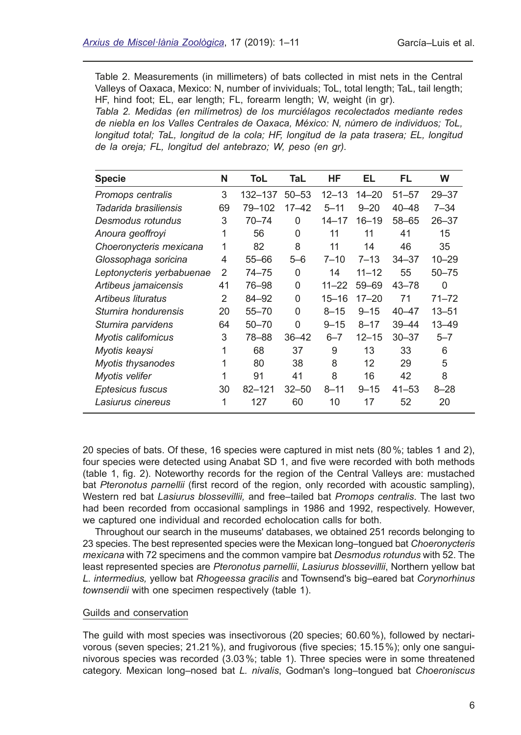Table 2. Measurements (in millimeters) of bats collected in mist nets in the Central Valleys of Oaxaca, Mexico: N, number of invividuals; ToL, total length; TaL, tail length; HF, hind foot; EL, ear length; FL, forearm length; W, weight (in gr).

*Tabla 2. Medidas (en milímetros) de los murciélagos recolectados mediante redes de niebla en los Valles Centrales de Oaxaca, México: N, número de individuos; ToL, longitud total; TaL, longitud de la cola; HF, longitud de la pata trasera; EL, longitud de la oreja; FL, longitud del antebrazo; W, peso (en gr).*

| Specie | N | ToL | TaL | HF | EL | FL | W |
|---|---|---|---|---|---|---|---|
| *Promops centralis* | 3 | 132–137 | 50–53 | 12–13 | 14–20 | 51–57 | 29–37 |
| *Tadarida brasiliensis* | 69 | 79–102 | 17–42 | 5–11 | 9–20 | 40–48 | 7–34 |
| *Desmodus rotundus* | 3 | 70–74 | 0 | 14–17 | 16–19 | 58–65 | 26–37 |
| *Anoura geoffroyi* | 1 | 56 | 0 | 11 | 11 | 41 | 15 |
| *Choeronycteris mexicana* | 1 | 82 | 8 | 11 | 14 | 46 | 35 |
| *Glossophaga soricina* | 4 | 55–66 | 5–6 | 7–10 | 7–13 | 34–37 | 10–29 |
| *Leptonycteris yerbabuenae* | 2 | 74–75 | 0 | 14 | 11–12 | 55 | 50–75 |
| *Artibeus jamaicensis* | 41 | 76–98 | 0 | 11–22 | 59–69 | 43–78 | 0 |
| *Artibeus lituratus* | 2 | 84–92 | 0 | 15–16 | 17–20 | 71 | 71–72 |
| *Sturnira hondurensis* | 20 | 55–70 | 0 | 8–15 | 9–15 | 40–47 | 13–51 |
| *Sturnira parvidens* | 64 | 50–70 | 0 | 9–15 | 8–17 | 39–44 | 13–49 |
| *Myotis californicus* | 3 | 78–88 | 36–42 | 6–7 | 12–15 | 30–37 | 5–7 |
| *Myotis keaysi* | 1 | 68 | 37 | 9 | 13 | 33 | 6 |
| *Myotis thysanodes* | 1 | 80 | 38 | 8 | 12 | 29 | 5 |
| *Myotis velifer* | 1 | 91 | 41 | 8 | 16 | 42 | 8 |
| *Eptesicus fuscus* | 30 | 82–121 | 32–50 | 8–11 | 9–15 | 41–53 | 8–28 |
| *Lasiurus cinereus* | 1 | 127 | 60 | 10 | 17 | 52 | 20 |

20 species of bats. Of these, 16 species were captured in mist nets (80 %; tables 1 and 2), four species were detected using Anabat SD 1, and five were recorded with both methods (table 1, fig. 2). Noteworthy records for the region of the Central Valleys are: mustached bat *Pteronotus parnellii* (first record of the region, only recorded with acoustic sampling), Western red bat *Lasiurus blossevillii,* and free–tailed bat *Promops centralis*. The last two had been recorded from occasional samplings in 1986 and 1992, respectively. However, we captured one individual and recorded echolocation calls for both.

Throughout our search in the museums' databases, we obtained 251 records belonging to 23 species. The best represented species were the Mexican long–tongued bat *Choeronycteris mexicana* with 72 specimens and the common vampire bat *Desmodus rotundus* with 52. The least represented species are *Pteronotus parnellii*, *Lasiurus blossevillii*, Northern yellow bat *L. intermedius,* yellow bat *Rhogeessa gracilis* and Townsend's big–eared bat *Corynorhinus townsendii* with one specimen respectively (table 1).

## Guilds and conservation

The guild with most species was insectivorous (20 species; 60.60 %), followed by nectarivorous (seven species; 21.21 %), and frugivorous (five species; 15.15 %); only one sanguinivorous species was recorded (3.03 %; table 1). Three species were in some threatened category. Mexican long–nosed bat *L. nivalis*, Godman's long–tongued bat *Choeroniscus*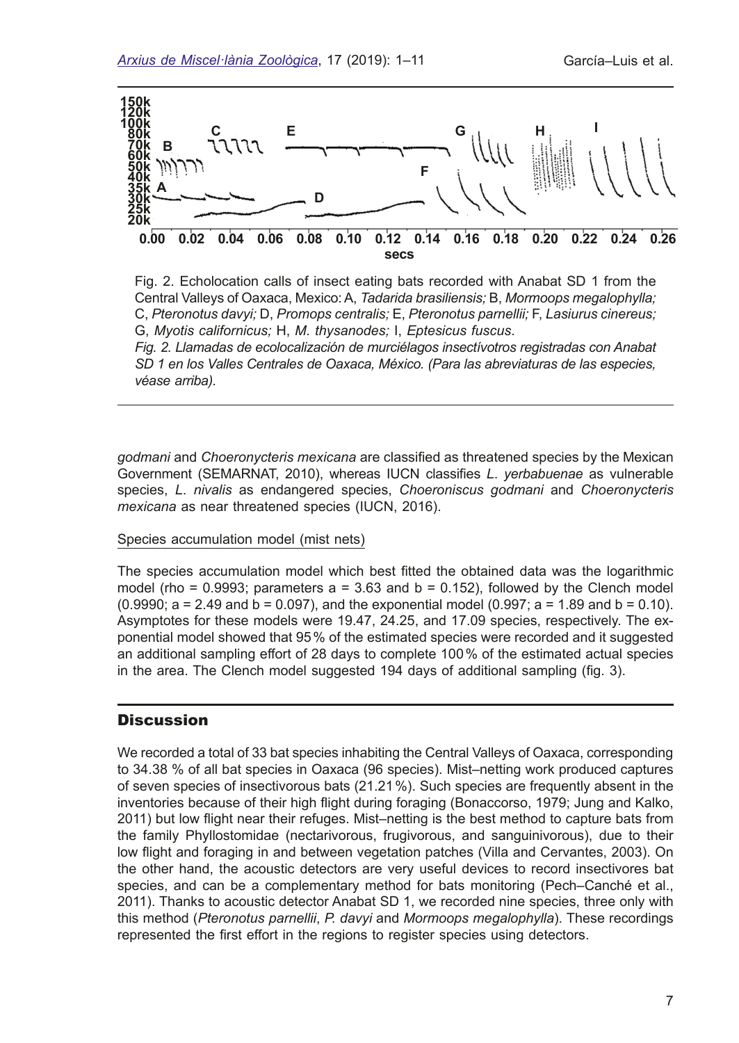Fig. 2. Echolocation calls of insect eating bats recorded with Anabat SD 1 from the Central Valleys of Oaxaca, Mexico: A, *Tadarida brasiliensis;* B, *Mormoops megalophylla;* C, *Pteronotus davyi;* D, *Promops centralis;* E, *Pteronotus parnellii;* F, *Lasiurus cinereus;* G, *Myotis californicus;* H, *M. thysanodes;* I, *Eptesicus fuscus*.

*Fig. 2. Llamadas de ecolocalización de murciélagos insectívotros registradas con Anabat SD 1 en los Valles Centrales de Oaxaca, México. (Para las abreviaturas de las especies, véase arriba).*

*godmani* and *Choeronycteris mexicana* are classified as threatened species by the Mexican Government (SEMARNAT, 2010), whereas IUCN classifies *L. yerbabuenae* as vulnerable species, *L. nivalis* as endangered species, *Choeroniscus godmani* and *Choeronycteris mexicana* as near threatened species (IUCN, 2016).

Species accumulation model (mist nets)

The species accumulation model which best fitted the obtained data was the logarithmic model (rho = 0.9993; parameters a = 3.63 and b = 0.152), followed by the Clench model (0.9990; a = 2.49 and b = 0.097), and the exponential model (0.997; a = 1.89 and b = 0.10). Asymptotes for these models were 19.47, 24.25, and 17.09 species, respectively. The exponential model showed that 95 % of the estimated species were recorded and it suggested an additional sampling effort of 28 days to complete 100 % of the estimated actual species in the area. The Clench model suggested 194 days of additional sampling (fig. 3).

## Discussion

We recorded a total of 33 bat species inhabiting the Central Valleys of Oaxaca, corresponding to 34.38 % of all bat species in Oaxaca (96 species). Mist–netting work produced captures of seven species of insectivorous bats (21.21 %). Such species are frequently absent in the inventories because of their high flight during foraging (Bonaccorso, 1979; Jung and Kalko, 2011) but low flight near their refuges. Mist–netting is the best method to capture bats from the family Phyllostomidae (nectarivorous, frugivorous, and sanguinivorous), due to their low flight and foraging in and between vegetation patches (Villa and Cervantes, 2003). On the other hand, the acoustic detectors are very useful devices to record insectivores bat species, and can be a complementary method for bats monitoring (Pech–Canché et al., 2011). Thanks to acoustic detector Anabat SD 1, we recorded nine species, three only with this method (*Pteronotus parnellii*, *P. davyi* and *Mormoops megalophylla*). These recordings represented the first effort in the regions to register species using detectors.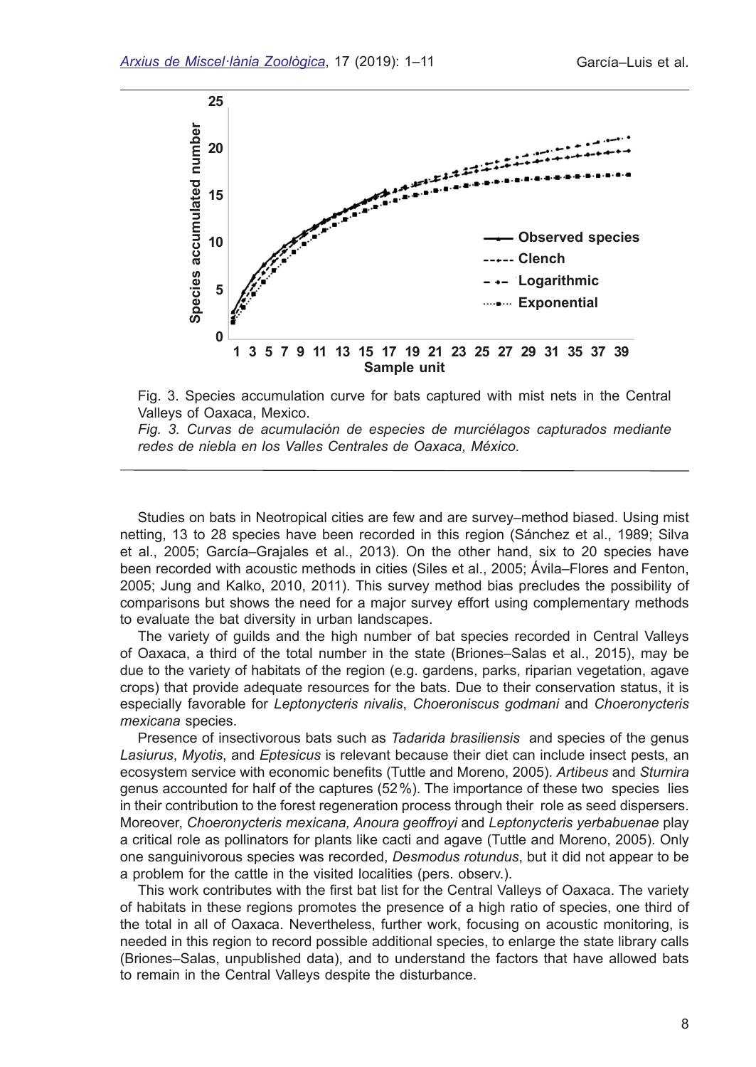Fig. 3. Species accumulation curve for bats captured with mist nets in the Central Valleys of Oaxaca, Mexico.

*Fig. 3. Curvas de acumulación de especies de murciélagos capturados mediante redes de niebla en los Valles Centrales de Oaxaca, México.*

Studies on bats in Neotropical cities are few and are survey–method biased. Using mist netting, 13 to 28 species have been recorded in this region (Sánchez et al., 1989; Silva et al., 2005; García–Grajales et al., 2013). On the other hand, six to 20 species have been recorded with acoustic methods in cities (Siles et al., 2005; Ávila–Flores and Fenton, 2005; Jung and Kalko, 2010, 2011). This survey method bias precludes the possibility of comparisons but shows the need for a major survey effort using complementary methods to evaluate the bat diversity in urban landscapes.

The variety of guilds and the high number of bat species recorded in Central Valleys of Oaxaca, a third of the total number in the state (Briones–Salas et al., 2015), may be due to the variety of habitats of the region (e.g. gardens, parks, riparian vegetation, agave crops) that provide adequate resources for the bats. Due to their conservation status, it is especially favorable for *Leptonycteris nivalis*, *Choeroniscus godmani* and *Choeronycteris mexicana* species.

Presence of insectivorous bats such as *Tadarida brasiliensis* and species of the genus *Lasiurus*, *Myotis*, and *Eptesicus* is relevant because their diet can include insect pests, an ecosystem service with economic benefits (Tuttle and Moreno, 2005). *Artibeus* and *Sturnira* genus accounted for half of the captures (52 %). The importance of these two species lies in their contribution to the forest regeneration process through their role as seed dispersers. Moreover, *Choeronycteris mexicana, Anoura geoffroyi* and *Leptonycteris yerbabuenae* play a critical role as pollinators for plants like cacti and agave (Tuttle and Moreno, 2005). Only one sanguinivorous species was recorded, *Desmodus rotundus*, but it did not appear to be a problem for the cattle in the visited localities (pers. observ.).

This work contributes with the first bat list for the Central Valleys of Oaxaca. The variety of habitats in these regions promotes the presence of a high ratio of species, one third of the total in all of Oaxaca. Nevertheless, further work, focusing on acoustic monitoring, is needed in this region to record possible additional species, to enlarge the state library calls (Briones–Salas, unpublished data), and to understand the factors that have allowed bats to remain in the Central Valleys despite the disturbance.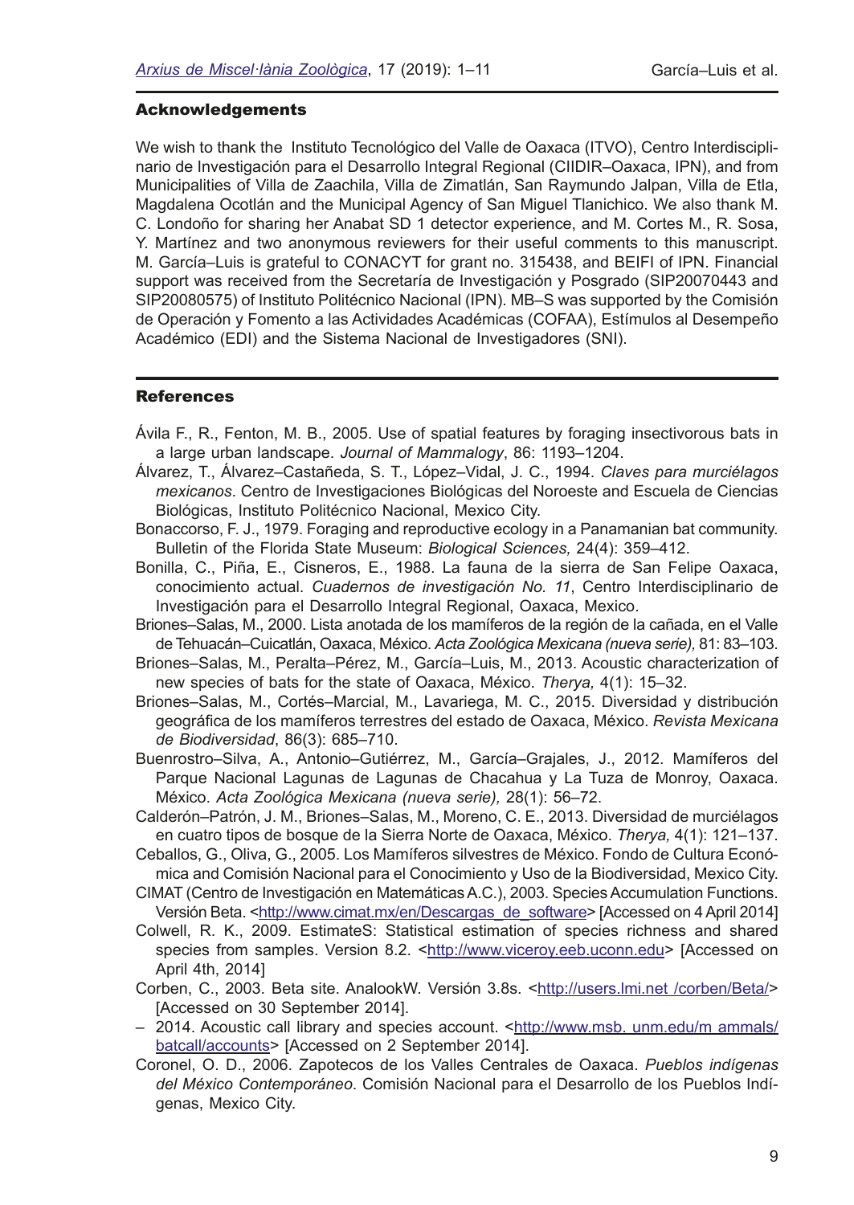## Acknowledgements

We wish to thank the Instituto Tecnológico del Valle de Oaxaca (ITVO), Centro Interdisciplinario de Investigación para el Desarrollo Integral Regional (CIIDIR–Oaxaca, IPN), and from Municipalities of Villa de Zaachila, Villa de Zimatlán, San Raymundo Jalpan, Villa de Etla, Magdalena Ocotlán and the Municipal Agency of San Miguel Tlanichico. We also thank M. C. Londoño for sharing her Anabat SD 1 detector experience, and M. Cortes M., R. Sosa, Y. Martínez and two anonymous reviewers for their useful comments to this manuscript. M. García–Luis is grateful to CONACYT for grant no. 315438, and BEIFI of IPN. Financial support was received from the Secretaría de Investigación y Posgrado (SIP20070443 and SIP20080575) of Instituto Politécnico Nacional (IPN). MB–S was supported by the Comisión de Operación y Fomento a las Actividades Académicas (COFAA), Estímulos al Desempeño Académico (EDI) and the Sistema Nacional de Investigadores (SNI).

## References

Ávila F., R., Fenton, M. B., 2005. Use of spatial features by foraging insectivorous bats in a large urban landscape. *Journal of Mammalogy*, 86: 1193–1204.

Álvarez, T., Álvarez–Castañeda, S. T., López–Vidal, J. C., 1994. *Claves para murciélagos mexicanos*. Centro de Investigaciones Biológicas del Noroeste and Escuela de Ciencias Biológicas, Instituto Politécnico Nacional, Mexico City.

Bonaccorso, F. J., 1979. Foraging and reproductive ecology in a Panamanian bat community. Bulletin of the Florida State Museum: *Biological Sciences,* 24(4): 359–412.

Bonilla, C., Piña, E., Cisneros, E., 1988. La fauna de la sierra de San Felipe Oaxaca, conocimiento actual. *Cuadernos de investigación No. 11*, Centro Interdisciplinario de Investigación para el Desarrollo Integral Regional, Oaxaca, Mexico.

Briones–Salas, M., 2000. Lista anotada de los mamíferos de la región de la cañada, en el Valle de Tehuacán–Cuicatlán, Oaxaca, México. *Acta Zoológica Mexicana (nueva serie),* 81: 83–103.

Briones–Salas, M., Peralta–Pérez, M., García–Luis, M., 2013. Acoustic characterization of new species of bats for the state of Oaxaca, México. *Therya,* 4(1): 15–32.

Briones–Salas, M., Cortés–Marcial, M., Lavariega, M. C., 2015. Diversidad y distribución geográfica de los mamíferos terrestres del estado de Oaxaca, México. *Revista Mexicana de Biodiversidad*, 86(3): 685–710.

Buenrostro–Silva, A., Antonio–Gutiérrez, M., García–Grajales, J., 2012. Mamíferos del Parque Nacional Lagunas de Lagunas de Chacahua y La Tuza de Monroy, Oaxaca. México. *Acta Zoológica Mexicana (nueva serie),* 28(1): 56–72.

Calderón–Patrón, J. M., Briones–Salas, M., Moreno, C. E., 2013. Diversidad de murciélagos en cuatro tipos de bosque de la Sierra Norte de Oaxaca, México. *Therya,* 4(1): 121–137.

Ceballos, G., Oliva, G., 2005. Los Mamíferos silvestres de México. Fondo de Cultura Económica and Comisión Nacional para el Conocimiento y Uso de la Biodiversidad, Mexico City.

CIMAT (Centro de Investigación en Matemáticas A.C.), 2003. Species Accumulation Functions. Versión Beta. <http://www.cimat.mx/en/Descargas_de_software> [Accessed on 4 April 2014]

Colwell, R. K., 2009. EstimateS: Statistical estimation of species richness and shared species from samples. Version 8.2. <http://www.viceroy.eeb.uconn.edu> [Accessed on April 4th, 2014]

Corben, C., 2003. Beta site. AnalookW. Versión 3.8s. <http://users.lmi.net /corben/Beta/> [Accessed on 30 September 2014].

– 2014. Acoustic call library and species account. <http://www.msb. unm.edu/m ammals/batcall/accounts> [Accessed on 2 September 2014].

Coronel, O. D., 2006. Zapotecos de los Valles Centrales de Oaxaca. *Pueblos indígenas del México Contemporáneo*. Comisión Nacional para el Desarrollo de los Pueblos Indígenas, Mexico City.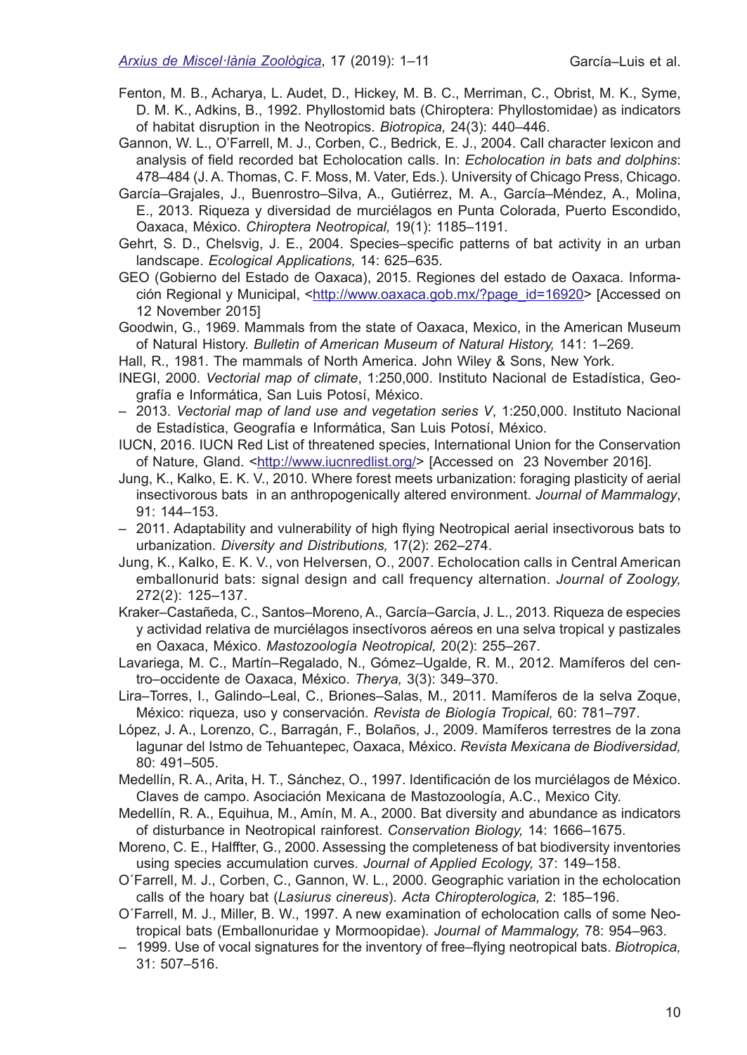Fenton, M. B., Acharya, L. Audet, D., Hickey, M. B. C., Merriman, C., Obrist, M. K., Syme, D. M. K., Adkins, B., 1992. Phyllostomid bats (Chiroptera: Phyllostomidae) as indicators of habitat disruption in the Neotropics. *Biotropica,* 24(3): 440–446.

Gannon, W. L., O'Farrell, M. J., Corben, C., Bedrick, E. J., 2004. Call character lexicon and analysis of field recorded bat Echolocation calls. In: *Echolocation in bats and dolphins*: 478–484 (J. A. Thomas, C. F. Moss, M. Vater, Eds.). University of Chicago Press, Chicago.

García–Grajales, J., Buenrostro–Silva, A., Gutiérrez, M. A., García–Méndez, A., Molina, E., 2013. Riqueza y diversidad de murciélagos en Punta Colorada, Puerto Escondido, Oaxaca, México. *Chiroptera Neotropical,* 19(1): 1185–1191.

Gehrt, S. D., Chelsvig, J. E., 2004. Species–specific patterns of bat activity in an urban landscape. *Ecological Applications,* 14: 625–635.

GEO (Gobierno del Estado de Oaxaca), 2015. Regiones del estado de Oaxaca. Información Regional y Municipal, <http://www.oaxaca.gob.mx/?page_id=16920> [Accessed on 12 November 2015]

Goodwin, G., 1969. Mammals from the state of Oaxaca, Mexico, in the American Museum of Natural History. *Bulletin of American Museum of Natural History,* 141: 1–269.

Hall, R., 1981. The mammals of North America. John Wiley & Sons, New York.

INEGI, 2000. *Vectorial map of climate*, 1:250,000. Instituto Nacional de Estadística, Geografía e Informática, San Luis Potosí, México.

– 2013. *Vectorial map of land use and vegetation series V*, 1:250,000. Instituto Nacional de Estadística, Geografía e Informática, San Luis Potosí, México.

IUCN, 2016. IUCN Red List of threatened species, International Union for the Conservation of Nature, Gland. <http://www.iucnredlist.org/> [Accessed on 23 November 2016].

Jung, K., Kalko, E. K. V., 2010. Where forest meets urbanization: foraging plasticity of aerial insectivorous bats in an anthropogenically altered environment. *Journal of Mammalogy*, 91: 144–153.

– 2011. Adaptability and vulnerability of high flying Neotropical aerial insectivorous bats to urbanization. *Diversity and Distributions,* 17(2): 262–274.

Jung, K., Kalko, E. K. V., von Helversen, O., 2007. Echolocation calls in Central American emballonurid bats: signal design and call frequency alternation. *Journal of Zoology,* 272(2): 125–137.

Kraker–Castañeda, C., Santos–Moreno, A., García–García, J. L., 2013. Riqueza de especies y actividad relativa de murciélagos insectívoros aéreos en una selva tropical y pastizales en Oaxaca, México. *Mastozoología Neotropical,* 20(2): 255–267.

Lavariega, M. C., Martín–Regalado, N., Gómez–Ugalde, R. M., 2012. Mamíferos del centro–occidente de Oaxaca, México. *Therya,* 3(3): 349–370.

Lira–Torres, I., Galindo–Leal, C., Briones–Salas, M., 2011. Mamíferos de la selva Zoque, México: riqueza, uso y conservación. *Revista de Biología Tropical,* 60: 781–797.

López, J. A., Lorenzo, C., Barragán, F., Bolaños, J., 2009. Mamíferos terrestres de la zona lagunar del Istmo de Tehuantepec, Oaxaca, México. *Revista Mexicana de Biodiversidad,* 80: 491–505.

Medellín, R. A., Arita, H. T., Sánchez, O., 1997. Identificación de los murciélagos de México. Claves de campo. Asociación Mexicana de Mastozoología, A.C., Mexico City.

Medellín, R. A., Equihua, M., Amín, M. A., 2000. Bat diversity and abundance as indicators of disturbance in Neotropical rainforest. *Conservation Biology,* 14: 1666–1675.

Moreno, C. E., Halffter, G., 2000. Assessing the completeness of bat biodiversity inventories using species accumulation curves. *Journal of Applied Ecology,* 37: 149–158.

O´Farrell, M. J., Corben, C., Gannon, W. L., 2000. Geographic variation in the echolocation calls of the hoary bat (*Lasiurus cinereus*). *Acta Chiropterologica,* 2: 185–196.

O´Farrell, M. J., Miller, B. W., 1997. A new examination of echolocation calls of some Neotropical bats (Emballonuridae y Mormoopidae). *Journal of Mammalogy,* 78: 954–963.

– 1999. Use of vocal signatures for the inventory of free–flying neotropical bats. *Biotropica,* 31: 507–516.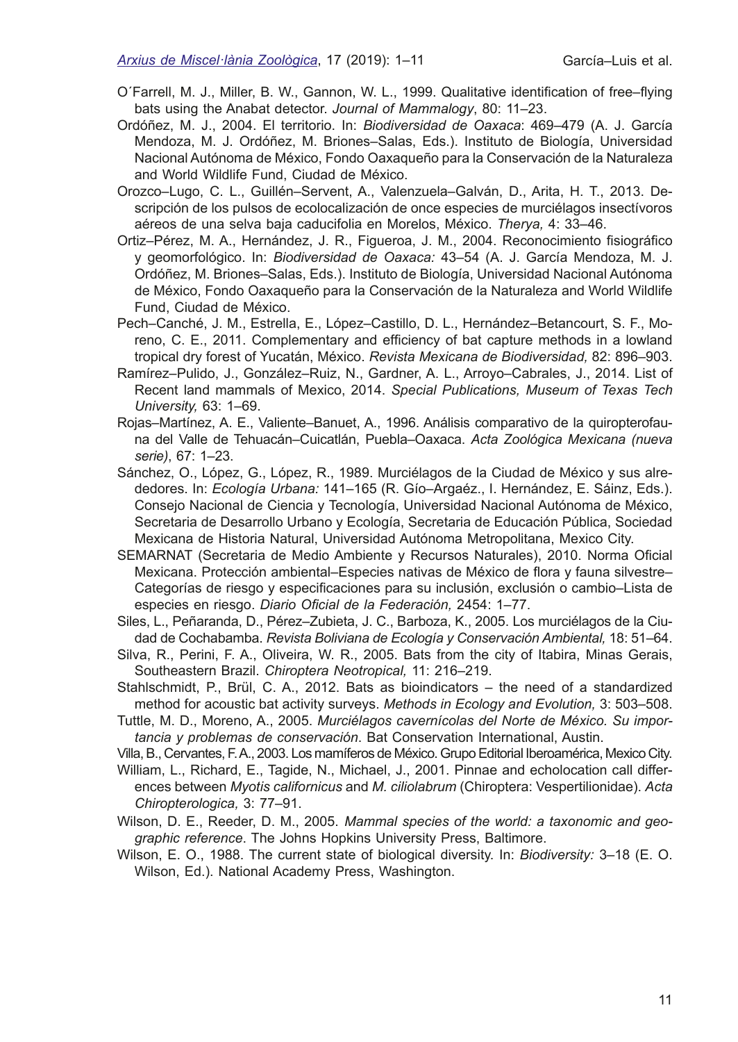O´Farrell, M. J., Miller, B. W., Gannon, W. L., 1999. Qualitative identification of free–flying bats using the Anabat detector. *Journal of Mammalogy*, 80: 11–23.

Ordóñez, M. J., 2004. El territorio. In: *Biodiversidad de Oaxaca*: 469–479 (A. J. García Mendoza, M. J. Ordóñez, M. Briones–Salas, Eds.). Instituto de Biología, Universidad Nacional Autónoma de México, Fondo Oaxaqueño para la Conservación de la Naturaleza and World Wildlife Fund, Ciudad de México.

Orozco–Lugo, C. L., Guillén–Servent, A., Valenzuela–Galván, D., Arita, H. T., 2013. Descripción de los pulsos de ecolocalización de once especies de murciélagos insectívoros aéreos de una selva baja caducifolia en Morelos, México. *Therya,* 4: 33–46.

Ortiz–Pérez, M. A., Hernández, J. R., Figueroa, J. M., 2004. Reconocimiento fisiográfico y geomorfológico. In: *Biodiversidad de Oaxaca:* 43–54 (A. J. García Mendoza, M. J. Ordóñez, M. Briones–Salas, Eds.). Instituto de Biología, Universidad Nacional Autónoma de México, Fondo Oaxaqueño para la Conservación de la Naturaleza and World Wildlife Fund, Ciudad de México.

Pech–Canché, J. M., Estrella, E., López–Castillo, D. L., Hernández–Betancourt, S. F., Moreno, C. E., 2011. Complementary and efficiency of bat capture methods in a lowland tropical dry forest of Yucatán, México. *Revista Mexicana de Biodiversidad,* 82: 896–903.

Ramírez–Pulido, J., González–Ruiz, N., Gardner, A. L., Arroyo–Cabrales, J., 2014. List of Recent land mammals of Mexico, 2014. *Special Publications, Museum of Texas Tech University,* 63: 1–69.

Rojas–Martínez, A. E., Valiente–Banuet, A., 1996. Análisis comparativo de la quiropterofauna del Valle de Tehuacán–Cuicatlán, Puebla–Oaxaca. *Acta Zoológica Mexicana (nueva serie)*, 67: 1–23.

Sánchez, O., López, G., López, R., 1989. Murciélagos de la Ciudad de México y sus alrededores. In: *Ecología Urbana:* 141–165 (R. Gío–Argaéz., I. Hernández, E. Sáinz, Eds.). Consejo Nacional de Ciencia y Tecnología, Universidad Nacional Autónoma de México, Secretaria de Desarrollo Urbano y Ecología, Secretaria de Educación Pública, Sociedad Mexicana de Historia Natural, Universidad Autónoma Metropolitana, Mexico City.

SEMARNAT (Secretaria de Medio Ambiente y Recursos Naturales), 2010. Norma Oficial Mexicana. Protección ambiental–Especies nativas de México de flora y fauna silvestre–Categorías de riesgo y especificaciones para su inclusión, exclusión o cambio–Lista de especies en riesgo. *Diario Oficial de la Federación,* 2454: 1–77.

Siles, L., Peñaranda, D., Pérez–Zubieta, J. C., Barboza, K., 2005. Los murciélagos de la Ciudad de Cochabamba. *Revista Boliviana de Ecología y Conservación Ambiental,* 18: 51–64.

Silva, R., Perini, F. A., Oliveira, W. R., 2005. Bats from the city of Itabira, Minas Gerais, Southeastern Brazil. *Chiroptera Neotropical,* 11: 216–219.

Stahlschmidt, P., Brül, C. A., 2012. Bats as bioindicators – the need of a standardized method for acoustic bat activity surveys. *Methods in Ecology and Evolution,* 3: 503–508.

Tuttle, M. D., Moreno, A., 2005. *Murciélagos cavernícolas del Norte de México. Su importancia y problemas de conservación*. Bat Conservation International, Austin.

Villa, B., Cervantes, F. A., 2003. Los mamíferos de México. Grupo Editorial Iberoamérica, Mexico City.

William, L., Richard, E., Tagide, N., Michael, J., 2001. Pinnae and echolocation call differences between *Myotis californicus* and *M. ciliolabrum* (Chiroptera: Vespertilionidae). *Acta Chiropterologica,* 3: 77–91.

Wilson, D. E., Reeder, D. M., 2005. *Mammal species of the world: a taxonomic and geographic reference*. The Johns Hopkins University Press, Baltimore.

Wilson, E. O., 1988. The current state of biological diversity. In: *Biodiversity:* 3–18 (E. O. Wilson, Ed.). National Academy Press, Washington.